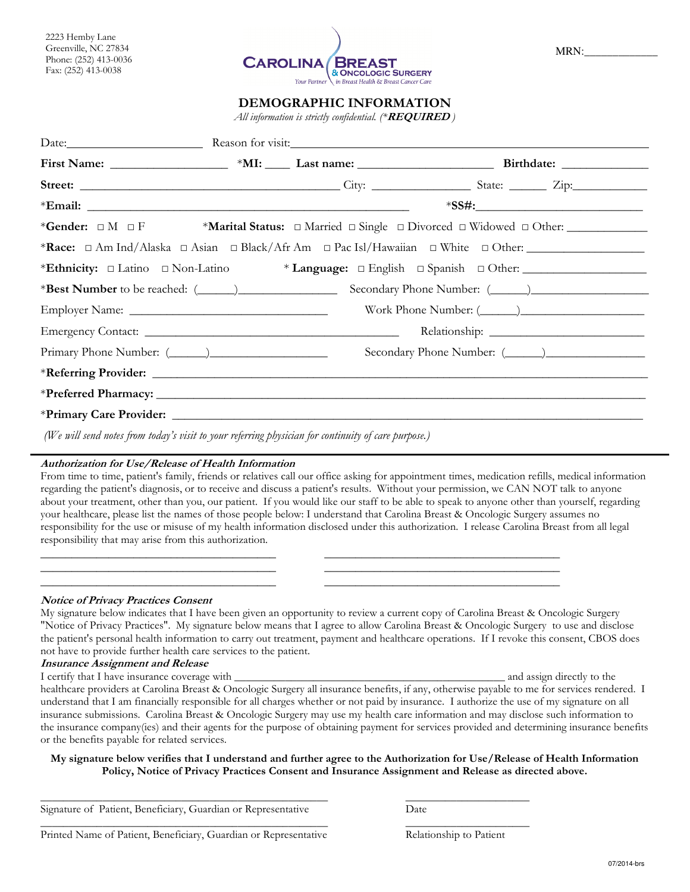2223 Hemby Lane
Greenville, NC 27834
Phone: (252) 413-0036
Fax: (252) 413-0038

CAROLINA BREAST & ONCOLOGIC SURGERY
*Your Partner in Breast Health & Breast Cancer Care*

MRN:____________

# DEMOGRAPHIC INFORMATION

*All information is strictly confidential. (*REQUIRED)*

Date:______________________ Reason for visit:_______________________________________________

**First Name:** __________________ ***MI:** ____ **Last name:** ______________________ **Birthdate:** ______________

**Street:** ________________________________________ City: ________________ State: ______ Zip:____________

***Email:** __________________________________________________ ***SS#:**__________________________

***Gender:** □ M □ F ***Marital Status:** □ Married □ Single □ Divorced □ Widowed □ Other: _____________

***Race:** □ Am Ind/Alaska □ Asian □ Black/Afr Am □ Pac Isl/Hawaiian □ White □ Other: ___________________

***Ethnicity:** □ Latino □ Non-Latino * **Language:** □ English □ Spanish □ Other: ___________________

***Best Number** to be reached: (______)________________ Secondary Phone Number: (______)__________________

Employer Name: ______________________________ Work Phone Number: (______)___________________

Emergency Contact: _______________________________________ Relationship: ________________________

Primary Phone Number: (______)__________________ Secondary Phone Number: (______)________________

***Referring Provider:** ___________________________________________________________________________

***Preferred Pharmacy:** __________________________________________________________________________

***Primary Care Provider:** _______________________________________________________________________

*(We will send notes from today's visit to your referring physician for continuity of care purpose.)*

---

***Authorization for Use/Release of Health Information***

From time to time, patient's family, friends or relatives call our office asking for appointment times, medication refills, medical information regarding the patient's diagnosis, or to receive and discuss a patient's results. Without your permission, we CAN NOT talk to anyone about your treatment, other than you, our patient. If you would like our staff to be able to speak to anyone other than yourself, regarding your healthcare, please list the names of those people below: I understand that Carolina Breast & Oncologic Surgery assumes no responsibility for the use or misuse of my health information disclosed under this authorization. I release Carolina Breast from all legal responsibility that may arise from this authorization.

_____________________________________ _____________________________________
_____________________________________ _____________________________________
_____________________________________ _____________________________________

***Notice of Privacy Practices Consent***

My signature below indicates that I have been given an opportunity to review a current copy of Carolina Breast & Oncologic Surgery "Notice of Privacy Practices". My signature below means that I agree to allow Carolina Breast & Oncologic Surgery to use and disclose the patient's personal health information to carry out treatment, payment and healthcare operations. If I revoke this consent, CBOS does not have to provide further health care services to the patient.

***Insurance Assignment and Release***

I certify that I have insurance coverage with ______________________________________________ and assign directly to the healthcare providers at Carolina Breast & Oncologic Surgery all insurance benefits, if any, otherwise payable to me for services rendered. I understand that I am financially responsible for all charges whether or not paid by insurance. I authorize the use of my signature on all insurance submissions. Carolina Breast & Oncologic Surgery may use my health care information and may disclose such information to the insurance company(ies) and their agents for the purpose of obtaining payment for services provided and determining insurance benefits or the benefits payable for related services.

**My signature below verifies that I understand and further agree to the Authorization for Use/Release of Health Information Policy, Notice of Privacy Practices Consent and Insurance Assignment and Release as directed above.**

_____________________________________________ ____________________
Signature of Patient, Beneficiary, Guardian or Representative Date

_____________________________________________ ____________________
Printed Name of Patient, Beneficiary, Guardian or Representative Relationship to Patient

07/2014-brs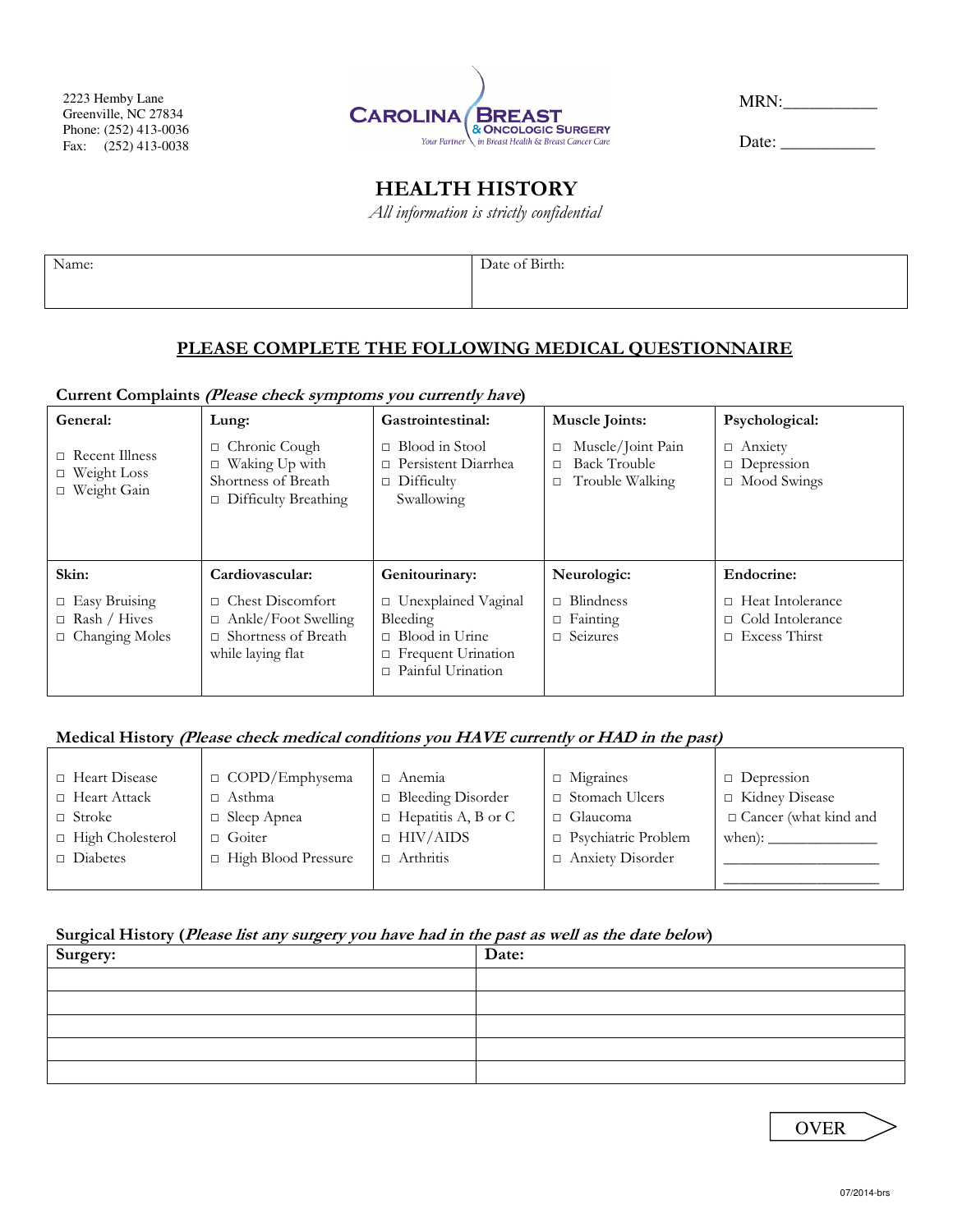2223 Hemby Lane
Greenville, NC 27834
Phone: (252) 413-0036
Fax: (252) 413-0038

CAROLINA BREAST & ONCOLOGIC SURGERY
*Your Partner in Breast Health & Breast Cancer Care*

MRN:___________

Date: ___________

# HEALTH HISTORY

*All information is strictly confidential*

| Name: | Date of Birth: |
|---|---|
| | |

## PLEASE COMPLETE THE FOLLOWING MEDICAL QUESTIONNAIRE

**Current Complaints *(Please check symptoms you currently have)***

| **General:** | **Lung:** | **Gastrointestinal:** | **Muscle Joints:** | **Psychological:** |
|---|---|---|---|---|
| □ Recent Illness<br>□ Weight Loss<br>□ Weight Gain | □ Chronic Cough<br>□ Waking Up with Shortness of Breath<br>□ Difficulty Breathing | □ Blood in Stool<br>□ Persistent Diarrhea<br>□ Difficulty Swallowing | □ Muscle/Joint Pain<br>□ Back Trouble<br>□ Trouble Walking | □ Anxiety<br>□ Depression<br>□ Mood Swings |
| **Skin:** | **Cardiovascular:** | **Genitourinary:** | **Neurologic:** | **Endocrine:** |
| □ Easy Bruising<br>□ Rash / Hives<br>□ Changing Moles | □ Chest Discomfort<br>□ Ankle/Foot Swelling<br>□ Shortness of Breath while laying flat | □ Unexplained Vaginal Bleeding<br>□ Blood in Urine<br>□ Frequent Urination<br>□ Painful Urination | □ Blindness<br>□ Fainting<br>□ Seizures | □ Heat Intolerance<br>□ Cold Intolerance<br>□ Excess Thirst |

**Medical History *(Please check medical conditions you HAVE currently or HAD in the past)***

| | | | | |
|---|---|---|---|---|
| □ Heart Disease<br>□ Heart Attack<br>□ Stroke<br>□ High Cholesterol<br>□ Diabetes | □ COPD/Emphysema<br>□ Asthma<br>□ Sleep Apnea<br>□ Goiter<br>□ High Blood Pressure | □ Anemia<br>□ Bleeding Disorder<br>□ Hepatitis A, B or C<br>□ HIV/AIDS<br>□ Arthritis | □ Migraines<br>□ Stomach Ulcers<br>□ Glaucoma<br>□ Psychiatric Problem<br>□ Anxiety Disorder | □ Depression<br>□ Kidney Disease<br>□ Cancer (what kind and when): ______________<br>____________________<br>____________________ |

**Surgical History (*Please list any surgery you have had in the past as well as the date below*)**

| **Surgery:** | **Date:** |
|---|---|
| | |
| | |
| | |
| | |
| | |

OVER

07/2014-brs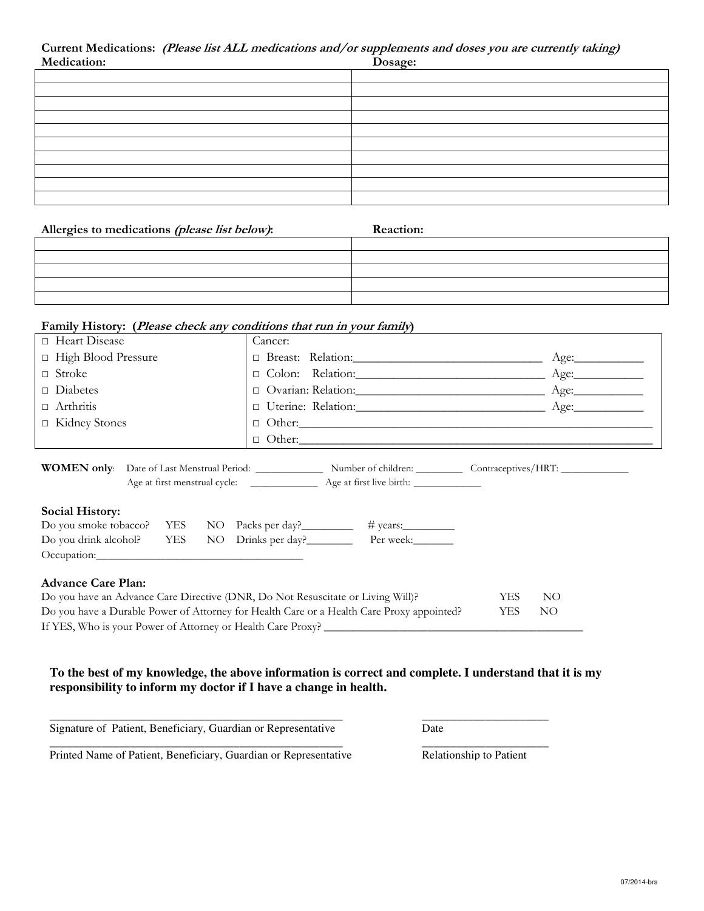**Current Medications:** ***(Please list ALL medications and/or supplements and doses you are currently taking)***

| Medication: | Dosage: |
|---|---|
| | |
| | |
| | |
| | |
| | |
| | |
| | |
| | |
| | |
| | |

| Allergies to medications *(please list below)*: | Reaction: |
|---|---|
| | |
| | |
| | |
| | |
| | |

**Family History: (*Please check any conditions that run in your family*)**

| | |
|---|---|
| □ Heart Disease | Cancer: |
| □ High Blood Pressure | □ Breast: Relation:______________________________ Age:___________ |
| □ Stroke | □ Colon: Relation:______________________________ Age:___________ |
| □ Diabetes | □ Ovarian: Relation:______________________________ Age:___________ |
| □ Arthritis | □ Uterine: Relation:______________________________ Age:___________ |
| □ Kidney Stones | □ Other:_____________________________________________________________ |
| | □ Other:_____________________________________________________________ |

**WOMEN only**: Date of Last Menstrual Period: _____________ Number of children: _________ Contraceptives/HRT: _____________

Age at first menstrual cycle: _____________ Age at first live birth: _____________

**Social History:**

Do you smoke tobacco? YES NO Packs per day?_________ # years:_________

Do you drink alcohol? YES NO Drinks per day?________ Per week:_______

Occupation:____________________________________

**Advance Care Plan:**

Do you have an Advance Care Directive (DNR, Do Not Resuscitate or Living Will)? YES NO

Do you have a Durable Power of Attorney for Health Care or a Health Care Proxy appointed? YES NO

If YES, Who is your Power of Attorney or Health Care Proxy? ______________________________________________

**To the best of my knowledge, the above information is correct and complete. I understand that it is my responsibility to inform my doctor if I have a change in health.**

_____________________________________________________ ______________________

Signature of Patient, Beneficiary, Guardian or Representative Date

_____________________________________________________ ______________________

Printed Name of Patient, Beneficiary, Guardian or Representative Relationship to Patient

07/2014-brs